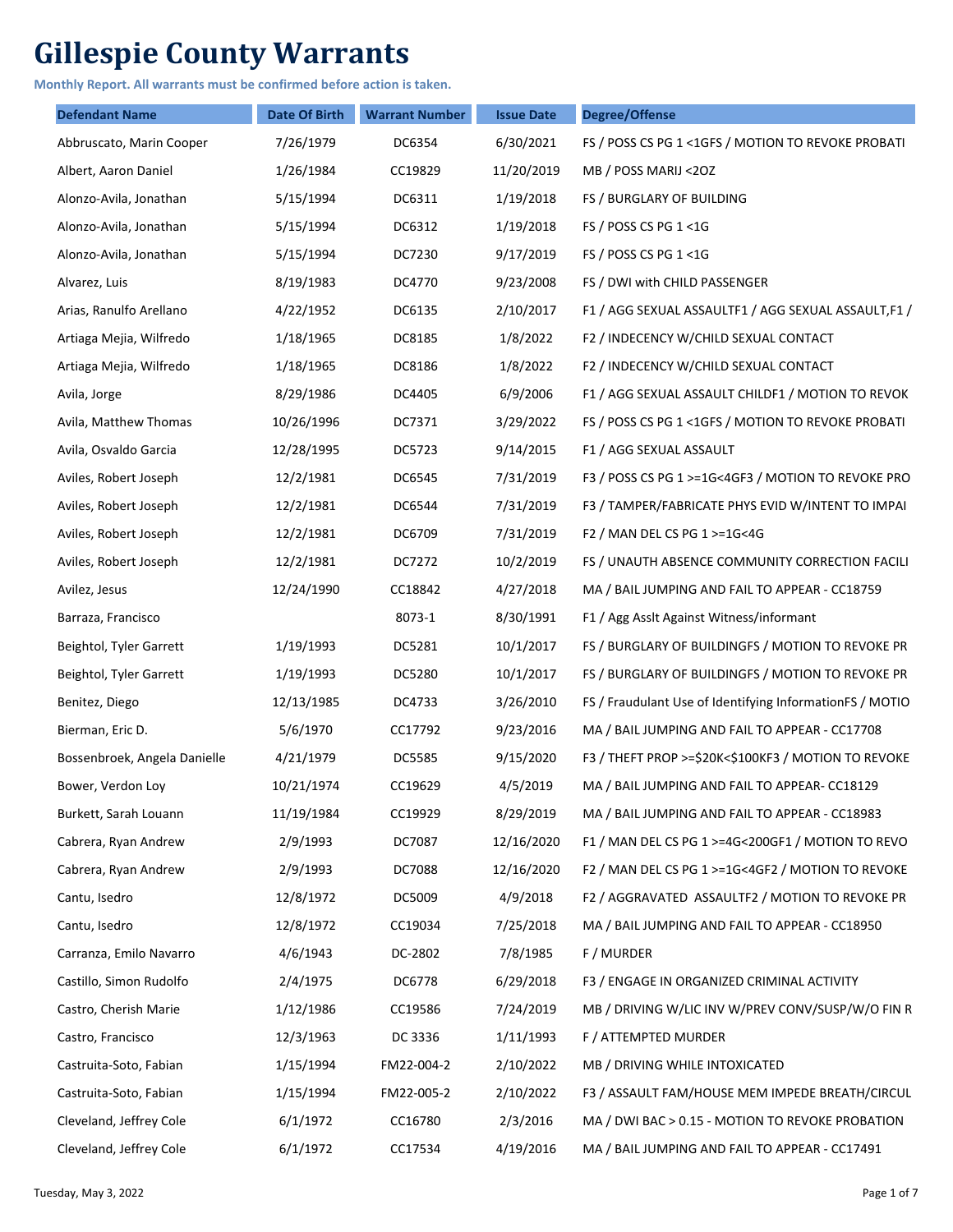# Gillespie County Warrants

**Monthly Report. All warrants must be confirmed before action is taken.**

| Defendant Name | Date Of Birth | Warrant Number | Issue Date | Degree/Offense |
|---|---|---|---|---|
| Abbruscato, Marin Cooper | 7/26/1979 | DC6354 | 6/30/2021 | FS / POSS CS PG 1 <1GFS / MOTION TO REVOKE PROBATI |
| Albert, Aaron Daniel | 1/26/1984 | CC19829 | 11/20/2019 | MB / POSS MARIJ <2OZ |
| Alonzo-Avila, Jonathan | 5/15/1994 | DC6311 | 1/19/2018 | FS / BURGLARY OF BUILDING |
| Alonzo-Avila, Jonathan | 5/15/1994 | DC6312 | 1/19/2018 | FS / POSS CS PG 1 <1G |
| Alonzo-Avila, Jonathan | 5/15/1994 | DC7230 | 9/17/2019 | FS / POSS CS PG 1 <1G |
| Alvarez, Luis | 8/19/1983 | DC4770 | 9/23/2008 | FS / DWI with CHILD PASSENGER |
| Arias, Ranulfo Arellano | 4/22/1952 | DC6135 | 2/10/2017 | F1 / AGG SEXUAL ASSAULTF1 / AGG SEXUAL ASSAULT,F1 / |
| Artiaga Mejia, Wilfredo | 1/18/1965 | DC8185 | 1/8/2022 | F2 / INDECENCY W/CHILD SEXUAL CONTACT |
| Artiaga Mejia, Wilfredo | 1/18/1965 | DC8186 | 1/8/2022 | F2 / INDECENCY W/CHILD SEXUAL CONTACT |
| Avila, Jorge | 8/29/1986 | DC4405 | 6/9/2006 | F1 / AGG SEXUAL ASSAULT CHILDF1 / MOTION TO REVOK |
| Avila, Matthew Thomas | 10/26/1996 | DC7371 | 3/29/2022 | FS / POSS CS PG 1 <1GFS / MOTION TO REVOKE PROBATI |
| Avila, Osvaldo Garcia | 12/28/1995 | DC5723 | 9/14/2015 | F1 / AGG SEXUAL ASSAULT |
| Aviles, Robert Joseph | 12/2/1981 | DC6545 | 7/31/2019 | F3 / POSS CS PG 1 >=1G<4GF3 / MOTION TO REVOKE PRO |
| Aviles, Robert Joseph | 12/2/1981 | DC6544 | 7/31/2019 | F3 / TAMPER/FABRICATE PHYS EVID W/INTENT TO IMPAI |
| Aviles, Robert Joseph | 12/2/1981 | DC6709 | 7/31/2019 | F2 / MAN DEL CS PG 1 >=1G<4G |
| Aviles, Robert Joseph | 12/2/1981 | DC7272 | 10/2/2019 | FS / UNAUTH ABSENCE COMMUNITY CORRECTION FACILI |
| Avilez, Jesus | 12/24/1990 | CC18842 | 4/27/2018 | MA / BAIL JUMPING AND FAIL TO APPEAR - CC18759 |
| Barraza, Francisco | | 8073-1 | 8/30/1991 | F1 / Agg Asslt Against Witness/informant |
| Beightol, Tyler Garrett | 1/19/1993 | DC5281 | 10/1/2017 | FS / BURGLARY OF BUILDINGFS / MOTION TO REVOKE PR |
| Beightol, Tyler Garrett | 1/19/1993 | DC5280 | 10/1/2017 | FS / BURGLARY OF BUILDINGFS / MOTION TO REVOKE PR |
| Benitez, Diego | 12/13/1985 | DC4733 | 3/26/2010 | FS / Fraudulant Use of Identifying InformationFS / MOTIO |
| Bierman, Eric D. | 5/6/1970 | CC17792 | 9/23/2016 | MA / BAIL JUMPING AND FAIL TO APPEAR - CC17708 |
| Bossenbroek, Angela Danielle | 4/21/1979 | DC5585 | 9/15/2020 | F3 / THEFT PROP >=$20K<$100KF3 / MOTION TO REVOKE |
| Bower, Verdon Loy | 10/21/1974 | CC19629 | 4/5/2019 | MA / BAIL JUMPING AND FAIL TO APPEAR- CC18129 |
| Burkett, Sarah Louann | 11/19/1984 | CC19929 | 8/29/2019 | MA / BAIL JUMPING AND FAIL TO APPEAR - CC18983 |
| Cabrera, Ryan Andrew | 2/9/1993 | DC7087 | 12/16/2020 | F1 / MAN DEL CS PG 1 >=4G<200GF1 / MOTION TO REVO |
| Cabrera, Ryan Andrew | 2/9/1993 | DC7088 | 12/16/2020 | F2 / MAN DEL CS PG 1 >=1G<4GF2 / MOTION TO REVOKE |
| Cantu, Isedro | 12/8/1972 | DC5009 | 4/9/2018 | F2 / AGGRAVATED ASSAULTF2 / MOTION TO REVOKE PR |
| Cantu, Isedro | 12/8/1972 | CC19034 | 7/25/2018 | MA / BAIL JUMPING AND FAIL TO APPEAR - CC18950 |
| Carranza, Emilo Navarro | 4/6/1943 | DC-2802 | 7/8/1985 | F / MURDER |
| Castillo, Simon Rudolfo | 2/4/1975 | DC6778 | 6/29/2018 | F3 / ENGAGE IN ORGANIZED CRIMINAL ACTIVITY |
| Castro, Cherish Marie | 1/12/1986 | CC19586 | 7/24/2019 | MB / DRIVING W/LIC INV W/PREV CONV/SUSP/W/O FIN R |
| Castro, Francisco | 12/3/1963 | DC 3336 | 1/11/1993 | F / ATTEMPTED MURDER |
| Castruita-Soto, Fabian | 1/15/1994 | FM22-004-2 | 2/10/2022 | MB / DRIVING WHILE INTOXICATED |
| Castruita-Soto, Fabian | 1/15/1994 | FM22-005-2 | 2/10/2022 | F3 / ASSAULT FAM/HOUSE MEM IMPEDE BREATH/CIRCUL |
| Cleveland, Jeffrey Cole | 6/1/1972 | CC16780 | 2/3/2016 | MA / DWI BAC > 0.15 - MOTION TO REVOKE PROBATION |
| Cleveland, Jeffrey Cole | 6/1/1972 | CC17534 | 4/19/2016 | MA / BAIL JUMPING AND FAIL TO APPEAR - CC17491 |

Tuesday, May 3, 2022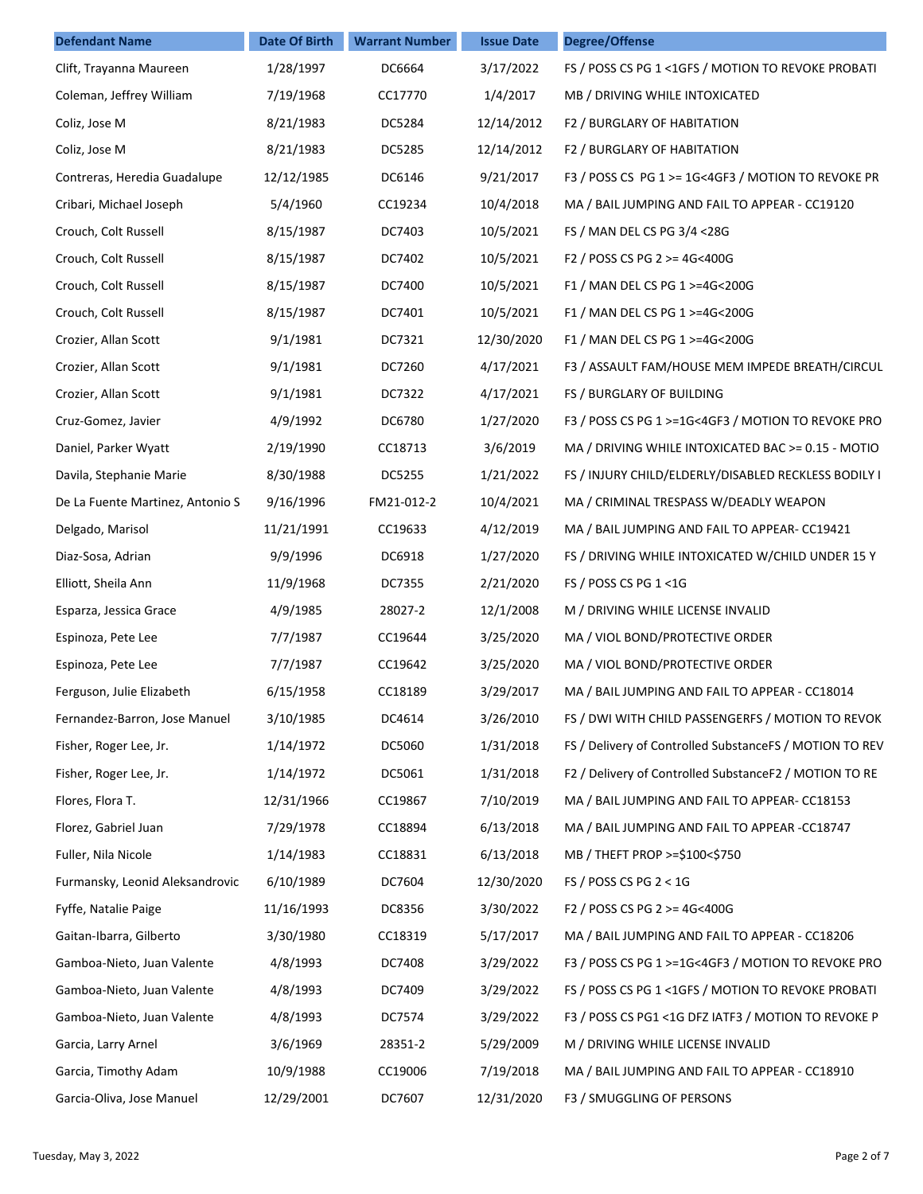| Defendant Name | Date Of Birth | Warrant Number | Issue Date | Degree/Offense |
|---|---|---|---|---|
| Clift, Trayanna Maureen | 1/28/1997 | DC6664 | 3/17/2022 | FS / POSS CS PG 1 <1GFS / MOTION TO REVOKE PROBATI |
| Coleman, Jeffrey William | 7/19/1968 | CC17770 | 1/4/2017 | MB / DRIVING WHILE INTOXICATED |
| Coliz, Jose M | 8/21/1983 | DC5284 | 12/14/2012 | F2 / BURGLARY OF HABITATION |
| Coliz, Jose M | 8/21/1983 | DC5285 | 12/14/2012 | F2 / BURGLARY OF HABITATION |
| Contreras, Heredia Guadalupe | 12/12/1985 | DC6146 | 9/21/2017 | F3 / POSS CS PG 1 >= 1G<4GF3 / MOTION TO REVOKE PR |
| Cribari, Michael Joseph | 5/4/1960 | CC19234 | 10/4/2018 | MA / BAIL JUMPING AND FAIL TO APPEAR - CC19120 |
| Crouch, Colt Russell | 8/15/1987 | DC7403 | 10/5/2021 | FS / MAN DEL CS PG 3/4 <28G |
| Crouch, Colt Russell | 8/15/1987 | DC7402 | 10/5/2021 | F2 / POSS CS PG 2 >= 4G<400G |
| Crouch, Colt Russell | 8/15/1987 | DC7400 | 10/5/2021 | F1 / MAN DEL CS PG 1 >=4G<200G |
| Crouch, Colt Russell | 8/15/1987 | DC7401 | 10/5/2021 | F1 / MAN DEL CS PG 1 >=4G<200G |
| Crozier, Allan Scott | 9/1/1981 | DC7321 | 12/30/2020 | F1 / MAN DEL CS PG 1 >=4G<200G |
| Crozier, Allan Scott | 9/1/1981 | DC7260 | 4/17/2021 | F3 / ASSAULT FAM/HOUSE MEM IMPEDE BREATH/CIRCUL |
| Crozier, Allan Scott | 9/1/1981 | DC7322 | 4/17/2021 | FS / BURGLARY OF BUILDING |
| Cruz-Gomez, Javier | 4/9/1992 | DC6780 | 1/27/2020 | F3 / POSS CS PG 1 >=1G<4GF3 / MOTION TO REVOKE PRO |
| Daniel, Parker Wyatt | 2/19/1990 | CC18713 | 3/6/2019 | MA / DRIVING WHILE INTOXICATED BAC >= 0.15 - MOTIO |
| Davila, Stephanie Marie | 8/30/1988 | DC5255 | 1/21/2022 | FS / INJURY CHILD/ELDERLY/DISABLED RECKLESS BODILY I |
| De La Fuente Martinez, Antonio S | 9/16/1996 | FM21-012-2 | 10/4/2021 | MA / CRIMINAL TRESPASS W/DEADLY WEAPON |
| Delgado, Marisol | 11/21/1991 | CC19633 | 4/12/2019 | MA / BAIL JUMPING AND FAIL TO APPEAR- CC19421 |
| Diaz-Sosa, Adrian | 9/9/1996 | DC6918 | 1/27/2020 | FS / DRIVING WHILE INTOXICATED W/CHILD UNDER 15 Y |
| Elliott, Sheila Ann | 11/9/1968 | DC7355 | 2/21/2020 | FS / POSS CS PG 1 <1G |
| Esparza, Jessica Grace | 4/9/1985 | 28027-2 | 12/1/2008 | M / DRIVING WHILE LICENSE INVALID |
| Espinoza, Pete Lee | 7/7/1987 | CC19644 | 3/25/2020 | MA / VIOL BOND/PROTECTIVE ORDER |
| Espinoza, Pete Lee | 7/7/1987 | CC19642 | 3/25/2020 | MA / VIOL BOND/PROTECTIVE ORDER |
| Ferguson, Julie Elizabeth | 6/15/1958 | CC18189 | 3/29/2017 | MA / BAIL JUMPING AND FAIL TO APPEAR - CC18014 |
| Fernandez-Barron, Jose Manuel | 3/10/1985 | DC4614 | 3/26/2010 | FS / DWI WITH CHILD PASSENGERFS / MOTION TO REVOK |
| Fisher, Roger Lee, Jr. | 1/14/1972 | DC5060 | 1/31/2018 | FS / Delivery of Controlled SubstanceFS / MOTION TO REV |
| Fisher, Roger Lee, Jr. | 1/14/1972 | DC5061 | 1/31/2018 | F2 / Delivery of Controlled SubstanceF2 / MOTION TO RE |
| Flores, Flora T. | 12/31/1966 | CC19867 | 7/10/2019 | MA / BAIL JUMPING AND FAIL TO APPEAR- CC18153 |
| Florez, Gabriel Juan | 7/29/1978 | CC18894 | 6/13/2018 | MA / BAIL JUMPING AND FAIL TO APPEAR -CC18747 |
| Fuller, Nila Nicole | 1/14/1983 | CC18831 | 6/13/2018 | MB / THEFT PROP >=$100<$750 |
| Furmansky, Leonid Aleksandrovic | 6/10/1989 | DC7604 | 12/30/2020 | FS / POSS CS PG 2 < 1G |
| Fyffe, Natalie Paige | 11/16/1993 | DC8356 | 3/30/2022 | F2 / POSS CS PG 2 >= 4G<400G |
| Gaitan-Ibarra, Gilberto | 3/30/1980 | CC18319 | 5/17/2017 | MA / BAIL JUMPING AND FAIL TO APPEAR - CC18206 |
| Gamboa-Nieto, Juan Valente | 4/8/1993 | DC7408 | 3/29/2022 | F3 / POSS CS PG 1 >=1G<4GF3 / MOTION TO REVOKE PRO |
| Gamboa-Nieto, Juan Valente | 4/8/1993 | DC7409 | 3/29/2022 | FS / POSS CS PG 1 <1GFS / MOTION TO REVOKE PROBATI |
| Gamboa-Nieto, Juan Valente | 4/8/1993 | DC7574 | 3/29/2022 | F3 / POSS CS PG1 <1G DFZ IATF3 / MOTION TO REVOKE P |
| Garcia, Larry Arnel | 3/6/1969 | 28351-2 | 5/29/2009 | M / DRIVING WHILE LICENSE INVALID |
| Garcia, Timothy Adam | 10/9/1988 | CC19006 | 7/19/2018 | MA / BAIL JUMPING AND FAIL TO APPEAR - CC18910 |
| Garcia-Oliva, Jose Manuel | 12/29/2001 | DC7607 | 12/31/2020 | F3 / SMUGGLING OF PERSONS |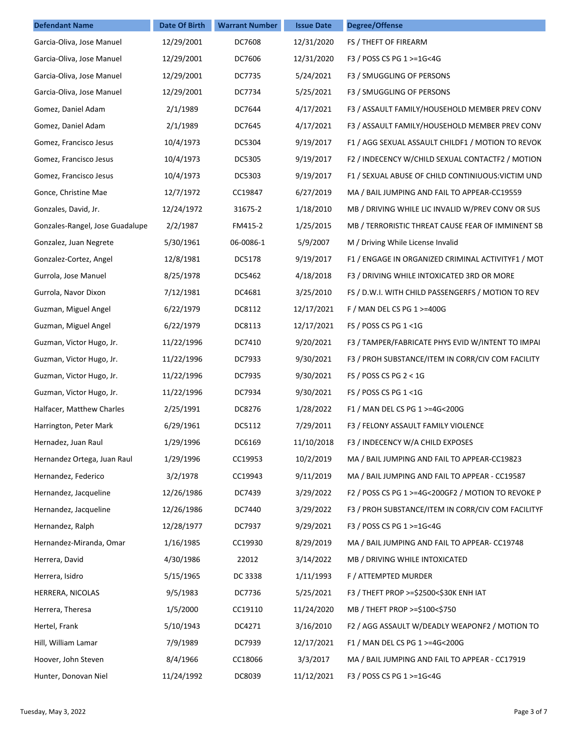| Defendant Name | Date Of Birth | Warrant Number | Issue Date | Degree/Offense |
|---|---|---|---|---|
| Garcia-Oliva, Jose Manuel | 12/29/2001 | DC7608 | 12/31/2020 | FS / THEFT OF FIREARM |
| Garcia-Oliva, Jose Manuel | 12/29/2001 | DC7606 | 12/31/2020 | F3 / POSS CS PG 1 >=1G<4G |
| Garcia-Oliva, Jose Manuel | 12/29/2001 | DC7735 | 5/24/2021 | F3 / SMUGGLING OF PERSONS |
| Garcia-Oliva, Jose Manuel | 12/29/2001 | DC7734 | 5/25/2021 | F3 / SMUGGLING OF PERSONS |
| Gomez, Daniel Adam | 2/1/1989 | DC7644 | 4/17/2021 | F3 / ASSAULT FAMILY/HOUSEHOLD MEMBER PREV CONV |
| Gomez, Daniel Adam | 2/1/1989 | DC7645 | 4/17/2021 | F3 / ASSAULT FAMILY/HOUSEHOLD MEMBER PREV CONV |
| Gomez, Francisco Jesus | 10/4/1973 | DC5304 | 9/19/2017 | F1 / AGG SEXUAL ASSAULT CHILDF1 / MOTION TO REVOK |
| Gomez, Francisco Jesus | 10/4/1973 | DC5305 | 9/19/2017 | F2 / INDECENCY W/CHILD SEXUAL CONTACTF2 / MOTION |
| Gomez, Francisco Jesus | 10/4/1973 | DC5303 | 9/19/2017 | F1 / SEXUAL ABUSE OF CHILD CONTINIUOUS:VICTIM UND |
| Gonce, Christine Mae | 12/7/1972 | CC19847 | 6/27/2019 | MA / BAIL JUMPING AND FAIL TO APPEAR-CC19559 |
| Gonzales, David, Jr. | 12/24/1972 | 31675-2 | 1/18/2010 | MB / DRIVING WHILE LIC INVALID W/PREV CONV OR SUS |
| Gonzales-Rangel, Jose Guadalupe | 2/2/1987 | FM415-2 | 1/25/2015 | MB / TERRORISTIC THREAT CAUSE FEAR OF IMMINENT SB |
| Gonzalez, Juan Negrete | 5/30/1961 | 06-0086-1 | 5/9/2007 | M / Driving While License Invalid |
| Gonzalez-Cortez, Angel | 12/8/1981 | DC5178 | 9/19/2017 | F1 / ENGAGE IN ORGANIZED CRIMINAL ACTIVITYF1 / MOT |
| Gurrola, Jose Manuel | 8/25/1978 | DC5462 | 4/18/2018 | F3 / DRIVING WHILE INTOXICATED 3RD OR MORE |
| Gurrola, Navor Dixon | 7/12/1981 | DC4681 | 3/25/2010 | FS / D.W.I. WITH CHILD PASSENGERFS / MOTION TO REV |
| Guzman, Miguel Angel | 6/22/1979 | DC8112 | 12/17/2021 | F / MAN DEL CS PG 1 >=400G |
| Guzman, Miguel Angel | 6/22/1979 | DC8113 | 12/17/2021 | FS / POSS CS PG 1 <1G |
| Guzman, Victor Hugo, Jr. | 11/22/1996 | DC7410 | 9/20/2021 | F3 / TAMPER/FABRICATE PHYS EVID W/INTENT TO IMPAI |
| Guzman, Victor Hugo, Jr. | 11/22/1996 | DC7933 | 9/30/2021 | F3 / PROH SUBSTANCE/ITEM IN CORR/CIV COM FACILITY |
| Guzman, Victor Hugo, Jr. | 11/22/1996 | DC7935 | 9/30/2021 | FS / POSS CS PG 2 < 1G |
| Guzman, Victor Hugo, Jr. | 11/22/1996 | DC7934 | 9/30/2021 | FS / POSS CS PG 1 <1G |
| Halfacer, Matthew Charles | 2/25/1991 | DC8276 | 1/28/2022 | F1 / MAN DEL CS PG 1 >=4G<200G |
| Harrington, Peter Mark | 6/29/1961 | DC5112 | 7/29/2011 | F3 / FELONY ASSAULT FAMILY VIOLENCE |
| Hernadez, Juan Raul | 1/29/1996 | DC6169 | 11/10/2018 | F3 / INDECENCY W/A CHILD EXPOSES |
| Hernandez Ortega, Juan Raul | 1/29/1996 | CC19953 | 10/2/2019 | MA / BAIL JUMPING AND FAIL TO APPEAR-CC19823 |
| Hernandez, Federico | 3/2/1978 | CC19943 | 9/11/2019 | MA / BAIL JUMPING AND FAIL TO APPEAR - CC19587 |
| Hernandez, Jacqueline | 12/26/1986 | DC7439 | 3/29/2022 | F2 / POSS CS PG 1 >=4G<200GF2 / MOTION TO REVOKE P |
| Hernandez, Jacqueline | 12/26/1986 | DC7440 | 3/29/2022 | F3 / PROH SUBSTANCE/ITEM IN CORR/CIV COM FACILITYF |
| Hernandez, Ralph | 12/28/1977 | DC7937 | 9/29/2021 | F3 / POSS CS PG 1 >=1G<4G |
| Hernandez-Miranda, Omar | 1/16/1985 | CC19930 | 8/29/2019 | MA / BAIL JUMPING AND FAIL TO APPEAR- CC19748 |
| Herrera, David | 4/30/1986 | 22012 | 3/14/2022 | MB / DRIVING WHILE INTOXICATED |
| Herrera, Isidro | 5/15/1965 | DC 3338 | 1/11/1993 | F / ATTEMPTED MURDER |
| HERRERA, NICOLAS | 9/5/1983 | DC7736 | 5/25/2021 | F3 / THEFT PROP >=$2500<$30K ENH IAT |
| Herrera, Theresa | 1/5/2000 | CC19110 | 11/24/2020 | MB / THEFT PROP >=$100<$750 |
| Hertel, Frank | 5/10/1943 | DC4271 | 3/16/2010 | F2 / AGG ASSAULT W/DEADLY WEAPONF2 / MOTION TO |
| Hill, William Lamar | 7/9/1989 | DC7939 | 12/17/2021 | F1 / MAN DEL CS PG 1 >=4G<200G |
| Hoover, John Steven | 8/4/1966 | CC18066 | 3/3/2017 | MA / BAIL JUMPING AND FAIL TO APPEAR - CC17919 |
| Hunter, Donovan Niel | 11/24/1992 | DC8039 | 11/12/2021 | F3 / POSS CS PG 1 >=1G<4G |

Tuesday, May 3, 2022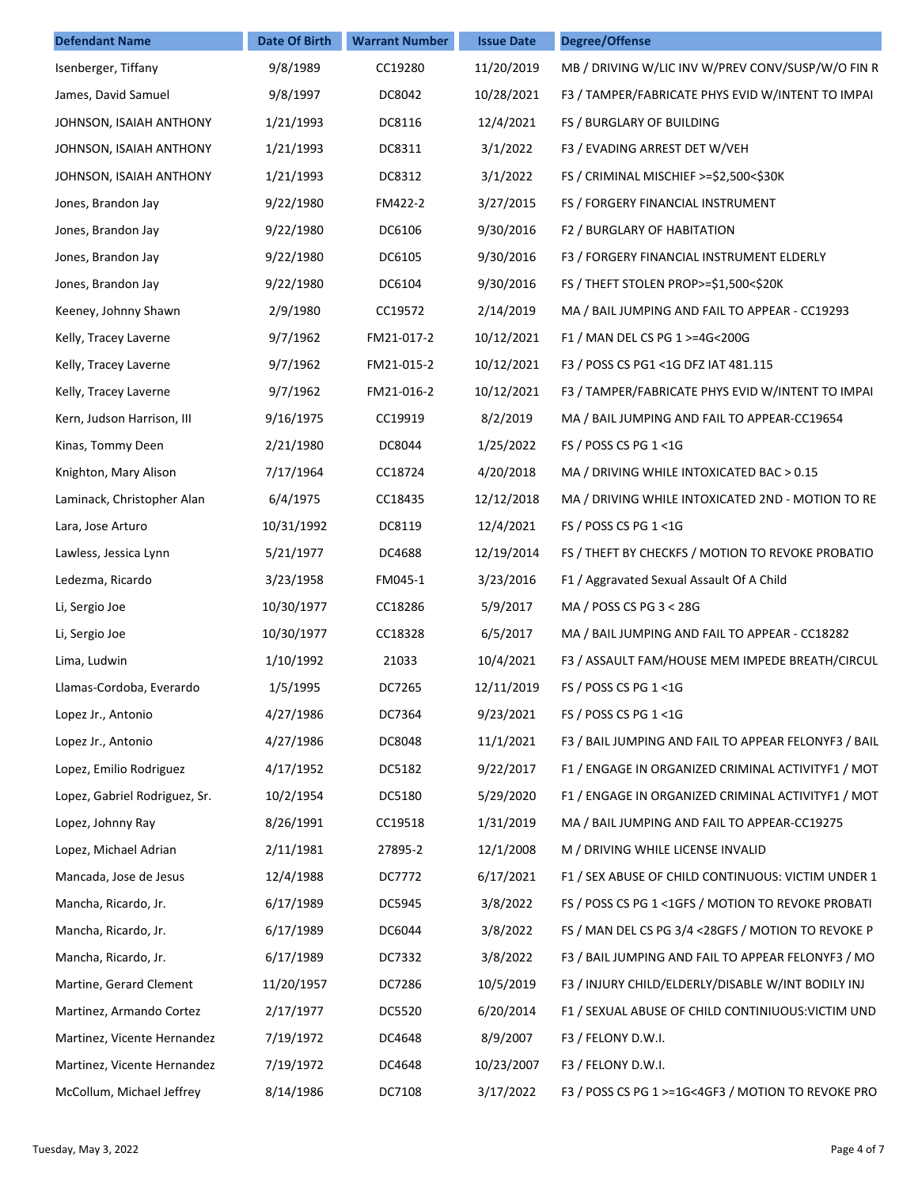| Defendant Name | Date Of Birth | Warrant Number | Issue Date | Degree/Offense |
| --- | --- | --- | --- | --- |
| Isenberger, Tiffany | 9/8/1989 | CC19280 | 11/20/2019 | MB / DRIVING W/LIC INV W/PREV CONV/SUSP/W/O FIN R |
| James, David Samuel | 9/8/1997 | DC8042 | 10/28/2021 | F3 / TAMPER/FABRICATE PHYS EVID W/INTENT TO IMPAI |
| JOHNSON, ISAIAH ANTHONY | 1/21/1993 | DC8116 | 12/4/2021 | FS / BURGLARY OF BUILDING |
| JOHNSON, ISAIAH ANTHONY | 1/21/1993 | DC8311 | 3/1/2022 | F3 / EVADING ARREST DET W/VEH |
| JOHNSON, ISAIAH ANTHONY | 1/21/1993 | DC8312 | 3/1/2022 | FS / CRIMINAL MISCHIEF >=$2,500<$30K |
| Jones, Brandon Jay | 9/22/1980 | FM422-2 | 3/27/2015 | FS / FORGERY FINANCIAL INSTRUMENT |
| Jones, Brandon Jay | 9/22/1980 | DC6106 | 9/30/2016 | F2 / BURGLARY OF HABITATION |
| Jones, Brandon Jay | 9/22/1980 | DC6105 | 9/30/2016 | F3 / FORGERY FINANCIAL INSTRUMENT ELDERLY |
| Jones, Brandon Jay | 9/22/1980 | DC6104 | 9/30/2016 | FS / THEFT STOLEN PROP>=$1,500<$20K |
| Keeney, Johnny Shawn | 2/9/1980 | CC19572 | 2/14/2019 | MA / BAIL JUMPING AND FAIL TO APPEAR - CC19293 |
| Kelly, Tracey Laverne | 9/7/1962 | FM21-017-2 | 10/12/2021 | F1 / MAN DEL CS PG 1 >=4G<200G |
| Kelly, Tracey Laverne | 9/7/1962 | FM21-015-2 | 10/12/2021 | F3 / POSS CS PG1 <1G DFZ IAT 481.115 |
| Kelly, Tracey Laverne | 9/7/1962 | FM21-016-2 | 10/12/2021 | F3 / TAMPER/FABRICATE PHYS EVID W/INTENT TO IMPAI |
| Kern, Judson Harrison, III | 9/16/1975 | CC19919 | 8/2/2019 | MA / BAIL JUMPING AND FAIL TO APPEAR-CC19654 |
| Kinas, Tommy Deen | 2/21/1980 | DC8044 | 1/25/2022 | FS / POSS CS PG 1 <1G |
| Knighton, Mary Alison | 7/17/1964 | CC18724 | 4/20/2018 | MA / DRIVING WHILE INTOXICATED BAC > 0.15 |
| Laminack, Christopher Alan | 6/4/1975 | CC18435 | 12/12/2018 | MA / DRIVING WHILE INTOXICATED 2ND - MOTION TO RE |
| Lara, Jose Arturo | 10/31/1992 | DC8119 | 12/4/2021 | FS / POSS CS PG 1 <1G |
| Lawless, Jessica Lynn | 5/21/1977 | DC4688 | 12/19/2014 | FS / THEFT BY CHECKFS / MOTION TO REVOKE PROBATIO |
| Ledezma, Ricardo | 3/23/1958 | FM045-1 | 3/23/2016 | F1 / Aggravated Sexual Assault Of A Child |
| Li, Sergio Joe | 10/30/1977 | CC18286 | 5/9/2017 | MA / POSS CS PG 3 < 28G |
| Li, Sergio Joe | 10/30/1977 | CC18328 | 6/5/2017 | MA / BAIL JUMPING AND FAIL TO APPEAR - CC18282 |
| Lima, Ludwin | 1/10/1992 | 21033 | 10/4/2021 | F3 / ASSAULT FAM/HOUSE MEM IMPEDE BREATH/CIRCUL |
| Llamas-Cordoba, Everardo | 1/5/1995 | DC7265 | 12/11/2019 | FS / POSS CS PG 1 <1G |
| Lopez Jr., Antonio | 4/27/1986 | DC7364 | 9/23/2021 | FS / POSS CS PG 1 <1G |
| Lopez Jr., Antonio | 4/27/1986 | DC8048 | 11/1/2021 | F3 / BAIL JUMPING AND FAIL TO APPEAR FELONYF3 / BAIL |
| Lopez, Emilio Rodriguez | 4/17/1952 | DC5182 | 9/22/2017 | F1 / ENGAGE IN ORGANIZED CRIMINAL ACTIVITYF1 / MOT |
| Lopez, Gabriel Rodriguez, Sr. | 10/2/1954 | DC5180 | 5/29/2020 | F1 / ENGAGE IN ORGANIZED CRIMINAL ACTIVITYF1 / MOT |
| Lopez, Johnny Ray | 8/26/1991 | CC19518 | 1/31/2019 | MA / BAIL JUMPING AND FAIL TO APPEAR-CC19275 |
| Lopez, Michael Adrian | 2/11/1981 | 27895-2 | 12/1/2008 | M / DRIVING WHILE LICENSE INVALID |
| Mancada, Jose de Jesus | 12/4/1988 | DC7772 | 6/17/2021 | F1 / SEX ABUSE OF CHILD CONTINUOUS: VICTIM UNDER 1 |
| Mancha, Ricardo, Jr. | 6/17/1989 | DC5945 | 3/8/2022 | FS / POSS CS PG 1 <1GFS / MOTION TO REVOKE PROBATI |
| Mancha, Ricardo, Jr. | 6/17/1989 | DC6044 | 3/8/2022 | FS / MAN DEL CS PG 3/4 <28GFS / MOTION TO REVOKE P |
| Mancha, Ricardo, Jr. | 6/17/1989 | DC7332 | 3/8/2022 | F3 / BAIL JUMPING AND FAIL TO APPEAR FELONYF3 / MO |
| Martine, Gerard Clement | 11/20/1957 | DC7286 | 10/5/2019 | F3 / INJURY CHILD/ELDERLY/DISABLE W/INT BODILY INJ |
| Martinez, Armando Cortez | 2/17/1977 | DC5520 | 6/20/2014 | F1 / SEXUAL ABUSE OF CHILD CONTINIUOUS:VICTIM UND |
| Martinez, Vicente Hernandez | 7/19/1972 | DC4648 | 8/9/2007 | F3 / FELONY D.W.I. |
| Martinez, Vicente Hernandez | 7/19/1972 | DC4648 | 10/23/2007 | F3 / FELONY D.W.I. |
| McCollum, Michael Jeffrey | 8/14/1986 | DC7108 | 3/17/2022 | F3 / POSS CS PG 1 >=1G<4GF3 / MOTION TO REVOKE PRO |

Tuesday, May 3, 2022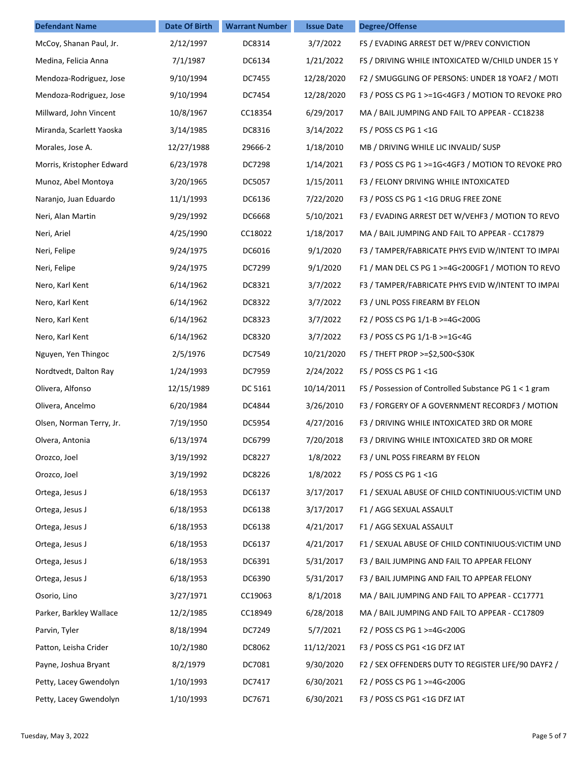| Defendant Name | Date Of Birth | Warrant Number | Issue Date | Degree/Offense |
| --- | --- | --- | --- | --- |
| McCoy, Shanan Paul, Jr. | 2/12/1997 | DC8314 | 3/7/2022 | FS / EVADING ARREST DET W/PREV CONVICTION |
| Medina, Felicia Anna | 7/1/1987 | DC6134 | 1/21/2022 | FS / DRIVING WHILE INTOXICATED W/CHILD UNDER 15 Y |
| Mendoza-Rodriguez, Jose | 9/10/1994 | DC7455 | 12/28/2020 | F2 / SMUGGLING OF PERSONS: UNDER 18 YOAF2 / MOTI |
| Mendoza-Rodriguez, Jose | 9/10/1994 | DC7454 | 12/28/2020 | F3 / POSS CS PG 1 >=1G<4GF3 / MOTION TO REVOKE PRO |
| Millward, John Vincent | 10/8/1967 | CC18354 | 6/29/2017 | MA / BAIL JUMPING AND FAIL TO APPEAR - CC18238 |
| Miranda, Scarlett Yaoska | 3/14/1985 | DC8316 | 3/14/2022 | FS / POSS CS PG 1 <1G |
| Morales, Jose A. | 12/27/1988 | 29666-2 | 1/18/2010 | MB / DRIVING WHILE LIC INVALID/ SUSP |
| Morris, Kristopher Edward | 6/23/1978 | DC7298 | 1/14/2021 | F3 / POSS CS PG 1 >=1G<4GF3 / MOTION TO REVOKE PRO |
| Munoz, Abel Montoya | 3/20/1965 | DC5057 | 1/15/2011 | F3 / FELONY DRIVING WHILE INTOXICATED |
| Naranjo, Juan Eduardo | 11/1/1993 | DC6136 | 7/22/2020 | F3 / POSS CS PG 1 <1G DRUG FREE ZONE |
| Neri, Alan Martin | 9/29/1992 | DC6668 | 5/10/2021 | F3 / EVADING ARREST DET W/VEHF3 / MOTION TO REVO |
| Neri, Ariel | 4/25/1990 | CC18022 | 1/18/2017 | MA / BAIL JUMPING AND FAIL TO APPEAR - CC17879 |
| Neri, Felipe | 9/24/1975 | DC6016 | 9/1/2020 | F3 / TAMPER/FABRICATE PHYS EVID W/INTENT TO IMPAI |
| Neri, Felipe | 9/24/1975 | DC7299 | 9/1/2020 | F1 / MAN DEL CS PG 1 >=4G<200GF1 / MOTION TO REVO |
| Nero, Karl Kent | 6/14/1962 | DC8321 | 3/7/2022 | F3 / TAMPER/FABRICATE PHYS EVID W/INTENT TO IMPAI |
| Nero, Karl Kent | 6/14/1962 | DC8322 | 3/7/2022 | F3 / UNL POSS FIREARM BY FELON |
| Nero, Karl Kent | 6/14/1962 | DC8323 | 3/7/2022 | F2 / POSS CS PG 1/1-B >=4G<200G |
| Nero, Karl Kent | 6/14/1962 | DC8320 | 3/7/2022 | F3 / POSS CS PG 1/1-B >=1G<4G |
| Nguyen, Yen Thingoc | 2/5/1976 | DC7549 | 10/21/2020 | FS / THEFT PROP >=$2,500<$30K |
| Nordtvedt, Dalton Ray | 1/24/1993 | DC7959 | 2/24/2022 | FS / POSS CS PG 1 <1G |
| Olivera, Alfonso | 12/15/1989 | DC 5161 | 10/14/2011 | FS / Possession of Controlled Substance PG 1 < 1 gram |
| Olivera, Ancelmo | 6/20/1984 | DC4844 | 3/26/2010 | F3 / FORGERY OF A GOVERNMENT RECORDF3 / MOTION |
| Olsen, Norman Terry, Jr. | 7/19/1950 | DC5954 | 4/27/2016 | F3 / DRIVING WHILE INTOXICATED 3RD OR MORE |
| Olvera, Antonia | 6/13/1974 | DC6799 | 7/20/2018 | F3 / DRIVING WHILE INTOXICATED 3RD OR MORE |
| Orozco, Joel | 3/19/1992 | DC8227 | 1/8/2022 | F3 / UNL POSS FIREARM BY FELON |
| Orozco, Joel | 3/19/1992 | DC8226 | 1/8/2022 | FS / POSS CS PG 1 <1G |
| Ortega, Jesus J | 6/18/1953 | DC6137 | 3/17/2017 | F1 / SEXUAL ABUSE OF CHILD CONTINIUOUS:VICTIM UND |
| Ortega, Jesus J | 6/18/1953 | DC6138 | 3/17/2017 | F1 / AGG SEXUAL ASSAULT |
| Ortega, Jesus J | 6/18/1953 | DC6138 | 4/21/2017 | F1 / AGG SEXUAL ASSAULT |
| Ortega, Jesus J | 6/18/1953 | DC6137 | 4/21/2017 | F1 / SEXUAL ABUSE OF CHILD CONTINIUOUS:VICTIM UND |
| Ortega, Jesus J | 6/18/1953 | DC6391 | 5/31/2017 | F3 / BAIL JUMPING AND FAIL TO APPEAR FELONY |
| Ortega, Jesus J | 6/18/1953 | DC6390 | 5/31/2017 | F3 / BAIL JUMPING AND FAIL TO APPEAR FELONY |
| Osorio, Lino | 3/27/1971 | CC19063 | 8/1/2018 | MA / BAIL JUMPING AND FAIL TO APPEAR - CC17771 |
| Parker, Barkley Wallace | 12/2/1985 | CC18949 | 6/28/2018 | MA / BAIL JUMPING AND FAIL TO APPEAR - CC17809 |
| Parvin, Tyler | 8/18/1994 | DC7249 | 5/7/2021 | F2 / POSS CS PG 1 >=4G<200G |
| Patton, Leisha Crider | 10/2/1980 | DC8062 | 11/12/2021 | F3 / POSS CS PG1 <1G DFZ IAT |
| Payne, Joshua Bryant | 8/2/1979 | DC7081 | 9/30/2020 | F2 / SEX OFFENDERS DUTY TO REGISTER LIFE/90 DAYF2 / |
| Petty, Lacey Gwendolyn | 1/10/1993 | DC7417 | 6/30/2021 | F2 / POSS CS PG 1 >=4G<200G |
| Petty, Lacey Gwendolyn | 1/10/1993 | DC7671 | 6/30/2021 | F3 / POSS CS PG1 <1G DFZ IAT |

Tuesday, May 3, 2022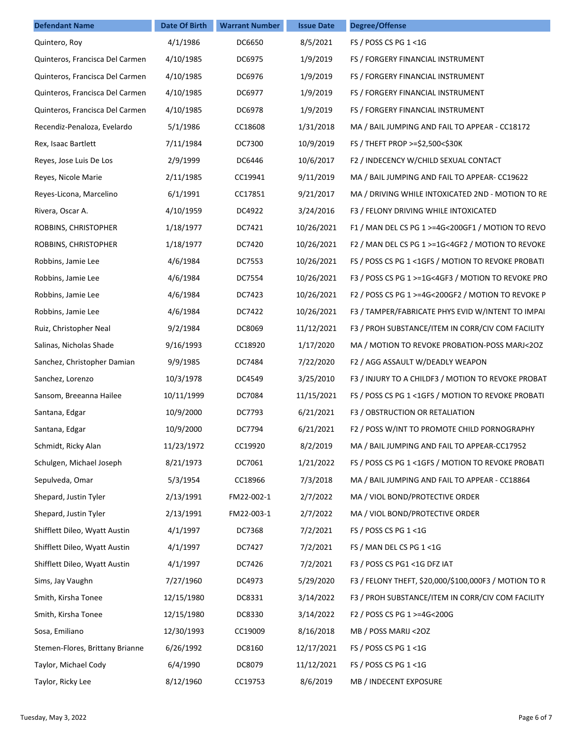| Defendant Name | Date Of Birth | Warrant Number | Issue Date | Degree/Offense |
|---|---|---|---|---|
| Quintero, Roy | 4/1/1986 | DC6650 | 8/5/2021 | FS / POSS CS PG 1 <1G |
| Quinteros, Francisca Del Carmen | 4/10/1985 | DC6975 | 1/9/2019 | FS / FORGERY FINANCIAL INSTRUMENT |
| Quinteros, Francisca Del Carmen | 4/10/1985 | DC6976 | 1/9/2019 | FS / FORGERY FINANCIAL INSTRUMENT |
| Quinteros, Francisca Del Carmen | 4/10/1985 | DC6977 | 1/9/2019 | FS / FORGERY FINANCIAL INSTRUMENT |
| Quinteros, Francisca Del Carmen | 4/10/1985 | DC6978 | 1/9/2019 | FS / FORGERY FINANCIAL INSTRUMENT |
| Recendiz-Penaloza, Evelardo | 5/1/1986 | CC18608 | 1/31/2018 | MA / BAIL JUMPING AND FAIL TO APPEAR - CC18172 |
| Rex, Isaac Bartlett | 7/11/1984 | DC7300 | 10/9/2019 | FS / THEFT PROP >=$2,500<$30K |
| Reyes, Jose Luis De Los | 2/9/1999 | DC6446 | 10/6/2017 | F2 / INDECENCY W/CHILD SEXUAL CONTACT |
| Reyes, Nicole Marie | 2/11/1985 | CC19941 | 9/11/2019 | MA / BAIL JUMPING AND FAIL TO APPEAR- CC19622 |
| Reyes-Licona, Marcelino | 6/1/1991 | CC17851 | 9/21/2017 | MA / DRIVING WHILE INTOXICATED 2ND - MOTION TO RE |
| Rivera, Oscar A. | 4/10/1959 | DC4922 | 3/24/2016 | F3 / FELONY DRIVING WHILE INTOXICATED |
| ROBBINS, CHRISTOPHER | 1/18/1977 | DC7421 | 10/26/2021 | F1 / MAN DEL CS PG 1 >=4G<200GF1 / MOTION TO REVO |
| ROBBINS, CHRISTOPHER | 1/18/1977 | DC7420 | 10/26/2021 | F2 / MAN DEL CS PG 1 >=1G<4GF2 / MOTION TO REVOKE |
| Robbins, Jamie Lee | 4/6/1984 | DC7553 | 10/26/2021 | FS / POSS CS PG 1 <1GFS / MOTION TO REVOKE PROBATI |
| Robbins, Jamie Lee | 4/6/1984 | DC7554 | 10/26/2021 | F3 / POSS CS PG 1 >=1G<4GF3 / MOTION TO REVOKE PRO |
| Robbins, Jamie Lee | 4/6/1984 | DC7423 | 10/26/2021 | F2 / POSS CS PG 1 >=4G<200GF2 / MOTION TO REVOKE P |
| Robbins, Jamie Lee | 4/6/1984 | DC7422 | 10/26/2021 | F3 / TAMPER/FABRICATE PHYS EVID W/INTENT TO IMPAI |
| Ruiz, Christopher Neal | 9/2/1984 | DC8069 | 11/12/2021 | F3 / PROH SUBSTANCE/ITEM IN CORR/CIV COM FACILITY |
| Salinas, Nicholas Shade | 9/16/1993 | CC18920 | 1/17/2020 | MA / MOTION TO REVOKE PROBATION-POSS MARJ<2OZ |
| Sanchez, Christopher Damian | 9/9/1985 | DC7484 | 7/22/2020 | F2 / AGG ASSAULT W/DEADLY WEAPON |
| Sanchez, Lorenzo | 10/3/1978 | DC4549 | 3/25/2010 | F3 / INJURY TO A CHILDF3 / MOTION TO REVOKE PROBAT |
| Sansom, Breeanna Hailee | 10/11/1999 | DC7084 | 11/15/2021 | FS / POSS CS PG 1 <1GFS / MOTION TO REVOKE PROBATI |
| Santana, Edgar | 10/9/2000 | DC7793 | 6/21/2021 | F3 / OBSTRUCTION OR RETALIATION |
| Santana, Edgar | 10/9/2000 | DC7794 | 6/21/2021 | F2 / POSS W/INT TO PROMOTE CHILD PORNOGRAPHY |
| Schmidt, Ricky Alan | 11/23/1972 | CC19920 | 8/2/2019 | MA / BAIL JUMPING AND FAIL TO APPEAR-CC17952 |
| Schulgen, Michael Joseph | 8/21/1973 | DC7061 | 1/21/2022 | FS / POSS CS PG 1 <1GFS / MOTION TO REVOKE PROBATI |
| Sepulveda, Omar | 5/3/1954 | CC18966 | 7/3/2018 | MA / BAIL JUMPING AND FAIL TO APPEAR - CC18864 |
| Shepard, Justin Tyler | 2/13/1991 | FM22-002-1 | 2/7/2022 | MA / VIOL BOND/PROTECTIVE ORDER |
| Shepard, Justin Tyler | 2/13/1991 | FM22-003-1 | 2/7/2022 | MA / VIOL BOND/PROTECTIVE ORDER |
| Shifflett Dileo, Wyatt Austin | 4/1/1997 | DC7368 | 7/2/2021 | FS / POSS CS PG 1 <1G |
| Shifflett Dileo, Wyatt Austin | 4/1/1997 | DC7427 | 7/2/2021 | FS / MAN DEL CS PG 1 <1G |
| Shifflett Dileo, Wyatt Austin | 4/1/1997 | DC7426 | 7/2/2021 | F3 / POSS CS PG1 <1G DFZ IAT |
| Sims, Jay Vaughn | 7/27/1960 | DC4973 | 5/29/2020 | F3 / FELONY THEFT, $20,000/$100,000F3 / MOTION TO R |
| Smith, Kirsha Tonee | 12/15/1980 | DC8331 | 3/14/2022 | F3 / PROH SUBSTANCE/ITEM IN CORR/CIV COM FACILITY |
| Smith, Kirsha Tonee | 12/15/1980 | DC8330 | 3/14/2022 | F2 / POSS CS PG 1 >=4G<200G |
| Sosa, Emiliano | 12/30/1993 | CC19009 | 8/16/2018 | MB / POSS MARIJ <2OZ |
| Stemen-Flores, Brittany Brianne | 6/26/1992 | DC8160 | 12/17/2021 | FS / POSS CS PG 1 <1G |
| Taylor, Michael Cody | 6/4/1990 | DC8079 | 11/12/2021 | FS / POSS CS PG 1 <1G |
| Taylor, Ricky Lee | 8/12/1960 | CC19753 | 8/6/2019 | MB / INDECENT EXPOSURE |

Tuesday, May 3, 2022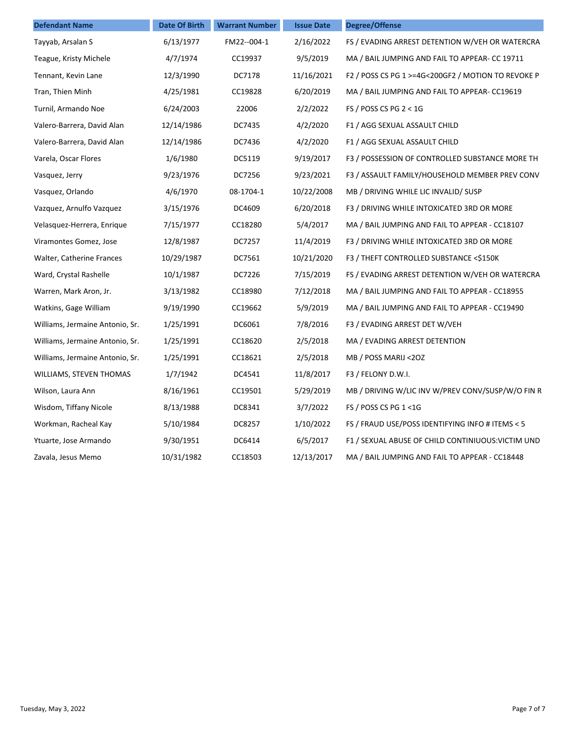| Defendant Name | Date Of Birth | Warrant Number | Issue Date | Degree/Offense |
|---|---|---|---|---|
| Tayyab, Arsalan S | 6/13/1977 | FM22--004-1 | 2/16/2022 | FS / EVADING ARREST DETENTION W/VEH OR WATERCRA |
| Teague, Kristy Michele | 4/7/1974 | CC19937 | 9/5/2019 | MA / BAIL JUMPING AND FAIL TO APPEAR- CC 19711 |
| Tennant, Kevin Lane | 12/3/1990 | DC7178 | 11/16/2021 | F2 / POSS CS PG 1 >=4G<200GF2 / MOTION TO REVOKE P |
| Tran, Thien Minh | 4/25/1981 | CC19828 | 6/20/2019 | MA / BAIL JUMPING AND FAIL TO APPEAR- CC19619 |
| Turnil, Armando Noe | 6/24/2003 | 22006 | 2/2/2022 | FS / POSS CS PG 2 < 1G |
| Valero-Barrera, David Alan | 12/14/1986 | DC7435 | 4/2/2020 | F1 / AGG SEXUAL ASSAULT CHILD |
| Valero-Barrera, David Alan | 12/14/1986 | DC7436 | 4/2/2020 | F1 / AGG SEXUAL ASSAULT CHILD |
| Varela, Oscar Flores | 1/6/1980 | DC5119 | 9/19/2017 | F3 / POSSESSION OF CONTROLLED SUBSTANCE MORE TH |
| Vasquez, Jerry | 9/23/1976 | DC7256 | 9/23/2021 | F3 / ASSAULT FAMILY/HOUSEHOLD MEMBER PREV CONV |
| Vasquez, Orlando | 4/6/1970 | 08-1704-1 | 10/22/2008 | MB / DRIVING WHILE LIC INVALID/ SUSP |
| Vazquez, Arnulfo Vazquez | 3/15/1976 | DC4609 | 6/20/2018 | F3 / DRIVING WHILE INTOXICATED 3RD OR MORE |
| Velasquez-Herrera, Enrique | 7/15/1977 | CC18280 | 5/4/2017 | MA / BAIL JUMPING AND FAIL TO APPEAR - CC18107 |
| Viramontes Gomez, Jose | 12/8/1987 | DC7257 | 11/4/2019 | F3 / DRIVING WHILE INTOXICATED 3RD OR MORE |
| Walter, Catherine Frances | 10/29/1987 | DC7561 | 10/21/2020 | F3 / THEFT CONTROLLED SUBSTANCE <$150K |
| Ward, Crystal Rashelle | 10/1/1987 | DC7226 | 7/15/2019 | FS / EVADING ARREST DETENTION W/VEH OR WATERCRA |
| Warren, Mark Aron, Jr. | 3/13/1982 | CC18980 | 7/12/2018 | MA / BAIL JUMPING AND FAIL TO APPEAR - CC18955 |
| Watkins, Gage William | 9/19/1990 | CC19662 | 5/9/2019 | MA / BAIL JUMPING AND FAIL TO APPEAR - CC19490 |
| Williams, Jermaine Antonio, Sr. | 1/25/1991 | DC6061 | 7/8/2016 | F3 / EVADING ARREST DET W/VEH |
| Williams, Jermaine Antonio, Sr. | 1/25/1991 | CC18620 | 2/5/2018 | MA / EVADING ARREST DETENTION |
| Williams, Jermaine Antonio, Sr. | 1/25/1991 | CC18621 | 2/5/2018 | MB / POSS MARIJ <2OZ |
| WILLIAMS, STEVEN THOMAS | 1/7/1942 | DC4541 | 11/8/2017 | F3 / FELONY D.W.I. |
| Wilson, Laura Ann | 8/16/1961 | CC19501 | 5/29/2019 | MB / DRIVING W/LIC INV W/PREV CONV/SUSP/W/O FIN R |
| Wisdom, Tiffany Nicole | 8/13/1988 | DC8341 | 3/7/2022 | FS / POSS CS PG 1 <1G |
| Workman, Racheal Kay | 5/10/1984 | DC8257 | 1/10/2022 | FS / FRAUD USE/POSS IDENTIFYING INFO # ITEMS < 5 |
| Ytuarte, Jose Armando | 9/30/1951 | DC6414 | 6/5/2017 | F1 / SEXUAL ABUSE OF CHILD CONTINIUOUS:VICTIM UND |
| Zavala, Jesus Memo | 10/31/1982 | CC18503 | 12/13/2017 | MA / BAIL JUMPING AND FAIL TO APPEAR - CC18448 |

Tuesday, May 3, 2022